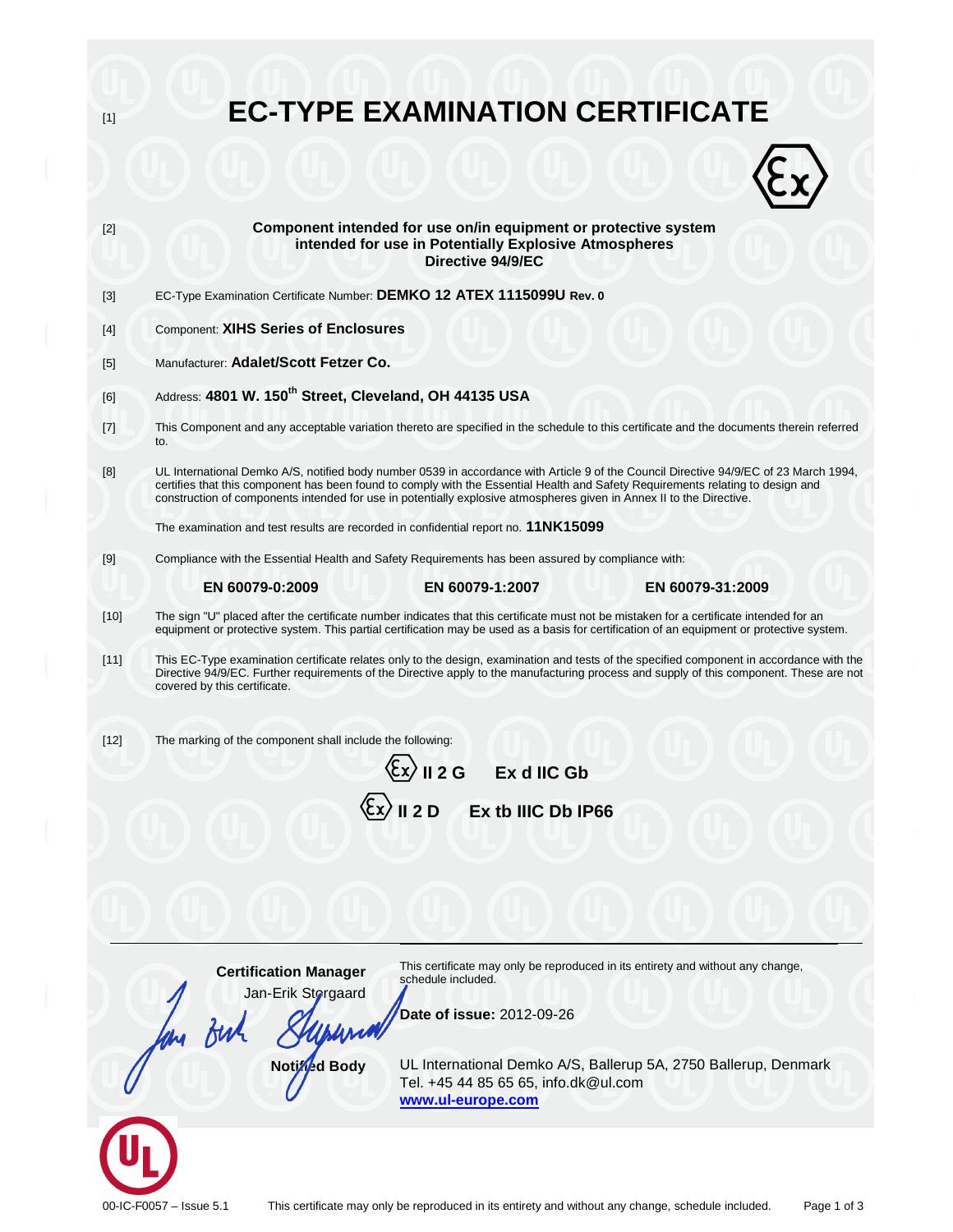[1]

# EC-TYPE EXAMINATION CERTIFICATE

[2] **Component intended for use on/in equipment or protective system intended for use in Potentially Explosive Atmospheres Directive 94/9/EC**

[3] EC-Type Examination Certificate Number: **DEMKO 12 ATEX 1115099U Rev. 0**

[4] Component: **XIHS Series of Enclosures**

[5] Manufacturer: **Adalet/Scott Fetzer Co.**

[6] Address: **4801 W. 150th Street, Cleveland, OH 44135 USA**

[7] This Component and any acceptable variation thereto are specified in the schedule to this certificate and the documents therein referred to.

[8] UL International Demko A/S, notified body number 0539 in accordance with Article 9 of the Council Directive 94/9/EC of 23 March 1994, certifies that this component has been found to comply with the Essential Health and Safety Requirements relating to design and construction of components intended for use in potentially explosive atmospheres given in Annex II to the Directive.

The examination and test results are recorded in confidential report no. **11NK15099**

[9] Compliance with the Essential Health and Safety Requirements has been assured by compliance with:

**EN 60079-0:2009** **EN 60079-1:2007** **EN 60079-31:2009**

[10] The sign "U" placed after the certificate number indicates that this certificate must not be mistaken for a certificate intended for an equipment or protective system. This partial certification may be used as a basis for certification of an equipment or protective system.

[11] This EC-Type examination certificate relates only to the design, examination and tests of the specified component in accordance with the Directive 94/9/EC. Further requirements of the Directive apply to the manufacturing process and supply of this component. These are not covered by this certificate.

[12] The marking of the component shall include the following:

**Ex II 2 G Ex d IIC Gb**

**Ex II 2 D Ex tb IIIC Db IP66**

**Certification Manager**
Jan-Erik Storgaard

**Notified Body**

This certificate may only be reproduced in its entirety and without any change, schedule included.

**Date of issue:** 2012-09-26

UL International Demko A/S, Ballerup 5A, 2750 Ballerup, Denmark
Tel. +45 44 85 65 65, info.dk@ul.com
www.ul-europe.com

00-IC-F0057 – Issue 5.1 This certificate may only be reproduced in its entirety and without any change, schedule included.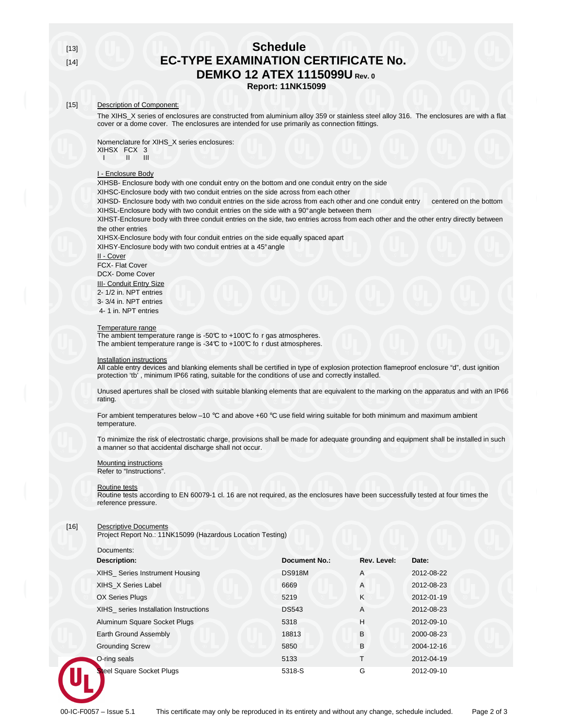[13]
[14]

# Schedule
# EC-TYPE EXAMINATION CERTIFICATE No.
# DEMKO 12 ATEX 1115099U Rev. 0

**Report: 11NK15099**

[15] Description of Component:

The XIHS_X series of enclosures are constructed from aluminium alloy 359 or stainless steel alloy 316. The enclosures are with a flat cover or a dome cover. The enclosures are intended for use primarily as connection fittings.

Nomenclature for XIHS_X series enclosures:
XIHSX FCX 3
I II III

I - Enclosure Body

XIHSB- Enclosure body with one conduit entry on the bottom and one conduit entry on the side
XIHSC-Enclosure body with two conduit entries on the side across from each other
XIHSD- Enclosure body with two conduit entries on the side across from each other and one conduit entry centered on the bottom
XIHSL-Enclosure body with two conduit entries on the side with a 90° angle between them
XIHST-Enclosure body with three conduit entries on the side, two entries across from each other and the other entry directly between the other entries
XIHSX-Enclosure body with four conduit entries on the side equally spaced apart
XIHSY-Enclosure body with two conduit entries at a 45° angle

II - Cover

FCX- Flat Cover
DCX- Dome Cover

III- Conduit Entry Size

2- 1/2 in. NPT entries
3- 3/4 in. NPT entries
4- 1 in. NPT entries

Temperature range

The ambient temperature range is -50°C to +100°C for gas atmospheres.
The ambient temperature range is -34°C to +100°C for dust atmospheres.

Installation instructions

All cable entry devices and blanking elements shall be certified in type of explosion protection flameproof enclosure "d", dust ignition protection 'tb' , minimum IP66 rating, suitable for the conditions of use and correctly installed.

Unused apertures shall be closed with suitable blanking elements that are equivalent to the marking on the apparatus and with an IP66 rating.

For ambient temperatures below –10 °C and above +60 °C use field wiring suitable for both minimum and maximum ambient temperature.

To minimize the risk of electrostatic charge, provisions shall be made for adequate grounding and equipment shall be installed in such a manner so that accidental discharge shall not occur.

Mounting instructions

Refer to "Instructions".

Routine tests

Routine tests according to EN 60079-1 cl. 16 are not required, as the enclosures have been successfully tested at four times the reference pressure.

[16] Descriptive Documents

Project Report No.: 11NK15099 (Hazardous Location Testing)

Documents:

| Description: | Document No.: | Rev. Level: | Date: |
|---|---|---|---|
| XIHS_ Series Instrument Housing | DS918M | A | 2012-08-22 |
| XIHS_X Series Label | 6669 | A | 2012-08-23 |
| OX Series Plugs | 5219 | K | 2012-01-19 |
| XIHS_ series Installation Instructions | DS543 | A | 2012-08-23 |
| Aluminum Square Socket Plugs | 5318 | H | 2012-09-10 |
| Earth Ground Assembly | 18813 | B | 2000-08-23 |
| Grounding Screw | 5850 | B | 2004-12-16 |
| O-ring seals | 5133 | T | 2012-04-19 |
| Steel Square Socket Plugs | 5318-S | G | 2012-09-10 |

00-IC-F0057 – Issue 5.1 This certificate may only be reproduced in its entirety and without any change, schedule included.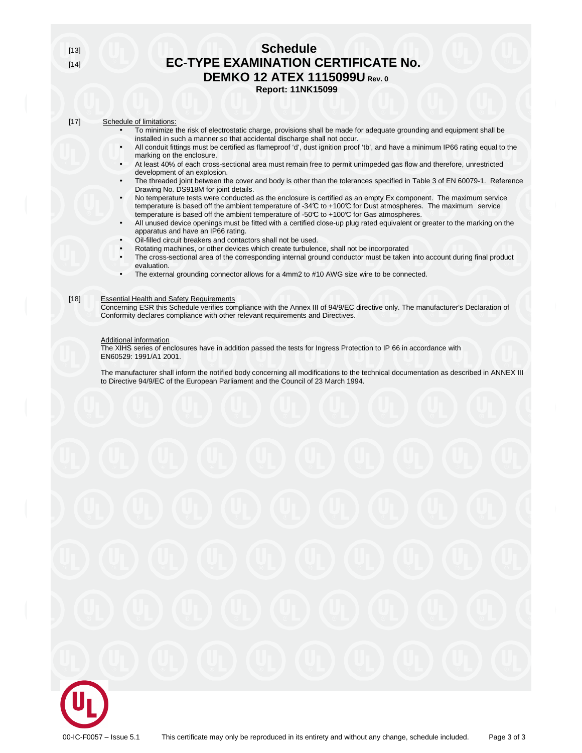[13]
[14]

# Schedule
# EC-TYPE EXAMINATION CERTIFICATE No.
## DEMKO 12 ATEX 1115099U Rev. 0
**Report: 11NK15099**

[17] Schedule of limitations:

- To minimize the risk of electrostatic charge, provisions shall be made for adequate grounding and equipment shall be installed in such a manner so that accidental discharge shall not occur.
- All conduit fittings must be certified as flameproof 'd', dust ignition proof 'tb', and have a minimum IP66 rating equal to the marking on the enclosure.
- At least 40% of each cross-sectional area must remain free to permit unimpeded gas flow and therefore, unrestricted development of an explosion.
- The threaded joint between the cover and body is other than the tolerances specified in Table 3 of EN 60079-1. Reference Drawing No. DS918M for joint details.
- No temperature tests were conducted as the enclosure is certified as an empty Ex component. The maximum service temperature is based off the ambient temperature of -34°C to +100°C for Dust atmospheres. The maximum service temperature is based off the ambient temperature of -50°C to +100°C for Gas atmospheres.
- All unused device openings must be fitted with a certified close-up plug rated equivalent or greater to the marking on the apparatus and have an IP66 rating.
- Oil-filled circuit breakers and contactors shall not be used.
- Rotating machines, or other devices which create turbulence, shall not be incorporated
- The cross-sectional area of the corresponding internal ground conductor must be taken into account during final product evaluation.
- The external grounding connector allows for a 4mm2 to #10 AWG size wire to be connected.

[18] Essential Health and Safety Requirements

Concerning ESR this Schedule verifies compliance with the Annex III of 94/9/EC directive only. The manufacturer's Declaration of Conformity declares compliance with other relevant requirements and Directives.

Additional information

The XIHS series of enclosures have in addition passed the tests for Ingress Protection to IP 66 in accordance with EN60529: 1991/A1 2001.

The manufacturer shall inform the notified body concerning all modifications to the technical documentation as described in ANNEX III to Directive 94/9/EC of the European Parliament and the Council of 23 March 1994.

00-IC-F0057 – Issue 5.1 This certificate may only be reproduced in its entirety and without any change, schedule included.